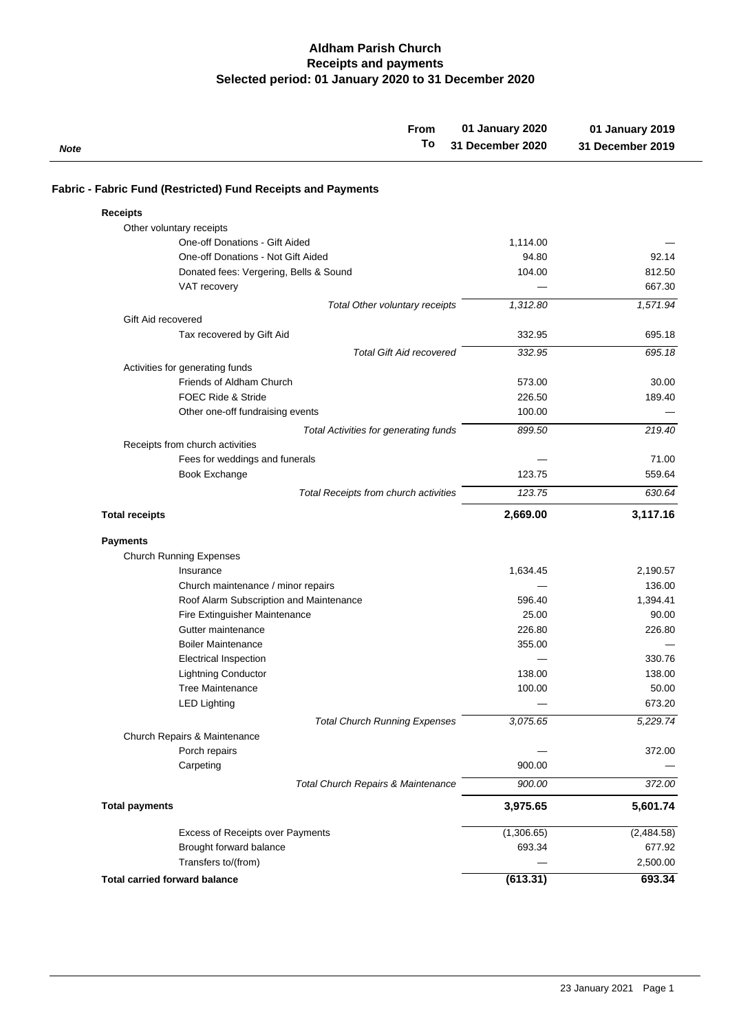# Aldham Parish Church
## Receipts and payments
### Selected period: 01 January 2020 to 31 December 2020

| Note | From / To | 01 January 2020 – 31 December 2020 | 01 January 2019 – 31 December 2019 |
|---|---|---|---|
| | **Fabric - Fabric Fund (Restricted) Fund Receipts and Payments** | | |
| | **Receipts** | | |
| | Other voluntary receipts | | |
| | One-off Donations - Gift Aided | 1,114.00 | — |
| | One-off Donations - Not Gift Aided | 94.80 | 92.14 |
| | Donated fees: Vergering, Bells & Sound | 104.00 | 812.50 |
| | VAT recovery | — | 667.30 |
| | *Total Other voluntary receipts* | *1,312.80* | *1,571.94* |
| | Gift Aid recovered | | |
| | Tax recovered by Gift Aid | 332.95 | 695.18 |
| | *Total Gift Aid recovered* | *332.95* | *695.18* |
| | Activities for generating funds | | |
| | Friends of Aldham Church | 573.00 | 30.00 |
| | FOEC Ride & Stride | 226.50 | 189.40 |
| | Other one-off fundraising events | 100.00 | — |
| | *Total Activities for generating funds* | *899.50* | *219.40* |
| | Receipts from church activities | | |
| | Fees for weddings and funerals | — | 71.00 |
| | Book Exchange | 123.75 | 559.64 |
| | *Total Receipts from church activities* | *123.75* | *630.64* |
| | **Total receipts** | **2,669.00** | **3,117.16** |
| | **Payments** | | |
| | Church Running Expenses | | |
| | Insurance | 1,634.45 | 2,190.57 |
| | Church maintenance / minor repairs | — | 136.00 |
| | Roof Alarm Subscription and Maintenance | 596.40 | 1,394.41 |
| | Fire Extinguisher Maintenance | 25.00 | 90.00 |
| | Gutter maintenance | 226.80 | 226.80 |
| | Boiler Maintenance | 355.00 | — |
| | Electrical Inspection | — | 330.76 |
| | Lightning Conductor | 138.00 | 138.00 |
| | Tree Maintenance | 100.00 | 50.00 |
| | LED Lighting | — | 673.20 |
| | *Total Church Running Expenses* | *3,075.65* | *5,229.74* |
| | Church Repairs & Maintenance | | |
| | Porch repairs | — | 372.00 |
| | Carpeting | 900.00 | — |
| | *Total Church Repairs & Maintenance* | *900.00* | *372.00* |
| | **Total payments** | **3,975.65** | **5,601.74** |
| | Excess of Receipts over Payments | (1,306.65) | (2,484.58) |
| | Brought forward balance | 693.34 | 677.92 |
| | Transfers to/(from) | — | 2,500.00 |
| | **Total carried forward balance** | **(613.31)** | **693.34** |

23 January 2021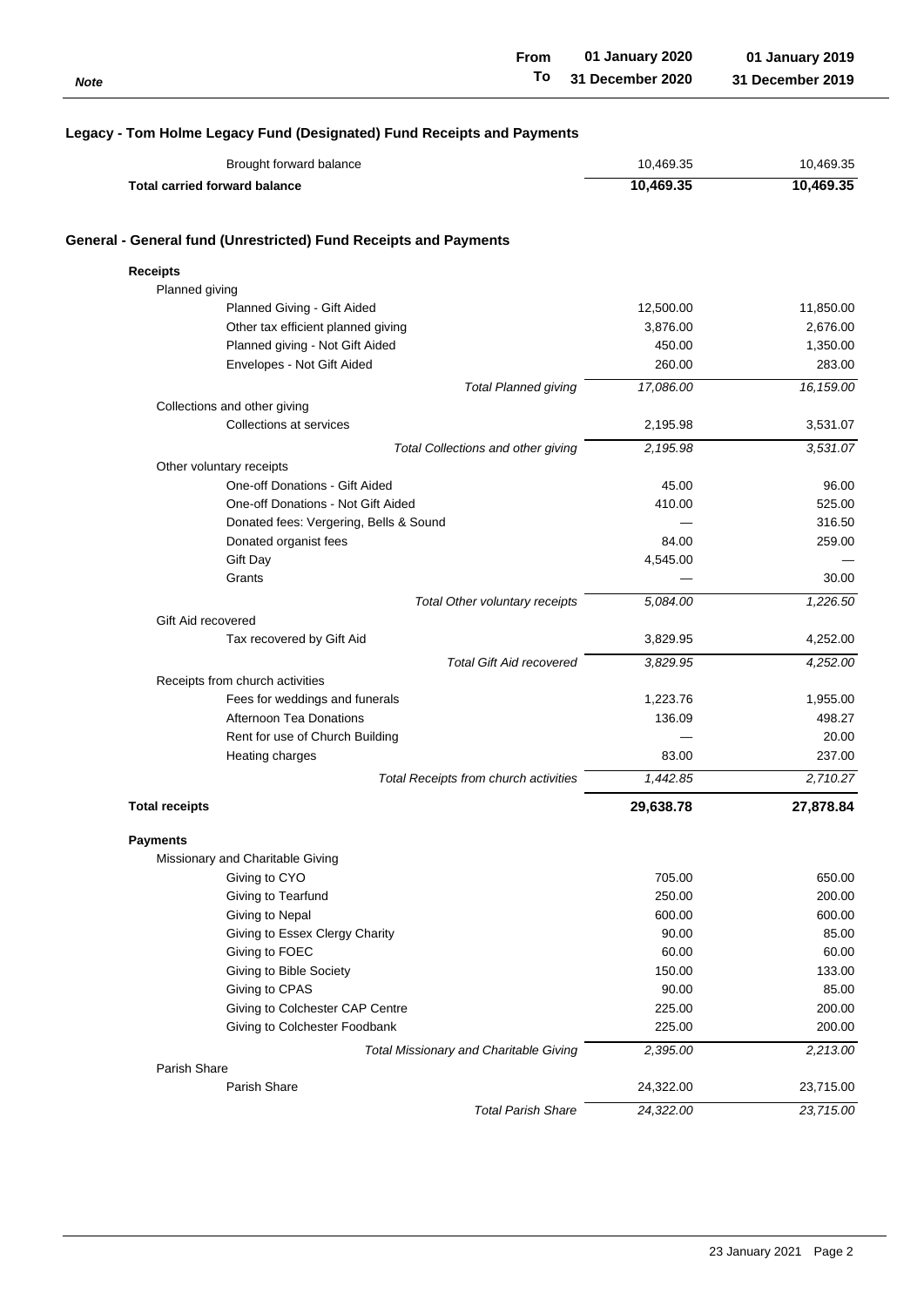| Note | | From / To | 01 January 2020 / 31 December 2020 | 01 January 2019 / 31 December 2019 |
|---|---|---|---|---|

## Legacy - Tom Holme Legacy Fund (Designated) Fund Receipts and Payments

| | | |
|---|---|---|
| Brought forward balance | 10,469.35 | 10,469.35 |
| **Total carried forward balance** | **10,469.35** | **10,469.35** |

## General - General fund (Unrestricted) Fund Receipts and Payments

| | 01 January 2020 – 31 December 2020 | 01 January 2019 – 31 December 2019 |
|---|---|---|
| **Receipts** | | |
| Planned giving | | |
| Planned Giving - Gift Aided | 12,500.00 | 11,850.00 |
| Other tax efficient planned giving | 3,876.00 | 2,676.00 |
| Planned giving - Not Gift Aided | 450.00 | 1,350.00 |
| Envelopes - Not Gift Aided | 260.00 | 283.00 |
| *Total Planned giving* | *17,086.00* | *16,159.00* |
| Collections and other giving | | |
| Collections at services | 2,195.98 | 3,531.07 |
| *Total Collections and other giving* | *2,195.98* | *3,531.07* |
| Other voluntary receipts | | |
| One-off Donations - Gift Aided | 45.00 | 96.00 |
| One-off Donations - Not Gift Aided | 410.00 | 525.00 |
| Donated fees: Vergering, Bells & Sound | — | 316.50 |
| Donated organist fees | 84.00 | 259.00 |
| Gift Day | 4,545.00 | — |
| Grants | — | 30.00 |
| *Total Other voluntary receipts* | *5,084.00* | *1,226.50* |
| Gift Aid recovered | | |
| Tax recovered by Gift Aid | 3,829.95 | 4,252.00 |
| *Total Gift Aid recovered* | *3,829.95* | *4,252.00* |
| Receipts from church activities | | |
| Fees for weddings and funerals | 1,223.76 | 1,955.00 |
| Afternoon Tea Donations | 136.09 | 498.27 |
| Rent for use of Church Building | — | 20.00 |
| Heating charges | 83.00 | 237.00 |
| *Total Receipts from church activities* | *1,442.85* | *2,710.27* |
| **Total receipts** | **29,638.78** | **27,878.84** |
| **Payments** | | |
| Missionary and Charitable Giving | | |
| Giving to CYO | 705.00 | 650.00 |
| Giving to Tearfund | 250.00 | 200.00 |
| Giving to Nepal | 600.00 | 600.00 |
| Giving to Essex Clergy Charity | 90.00 | 85.00 |
| Giving to FOEC | 60.00 | 60.00 |
| Giving to Bible Society | 150.00 | 133.00 |
| Giving to CPAS | 90.00 | 85.00 |
| Giving to Colchester CAP Centre | 225.00 | 200.00 |
| Giving to Colchester Foodbank | 225.00 | 200.00 |
| *Total Missionary and Charitable Giving* | *2,395.00* | *2,213.00* |
| Parish Share | | |
| Parish Share | 24,322.00 | 23,715.00 |
| *Total Parish Share* | *24,322.00* | *23,715.00* |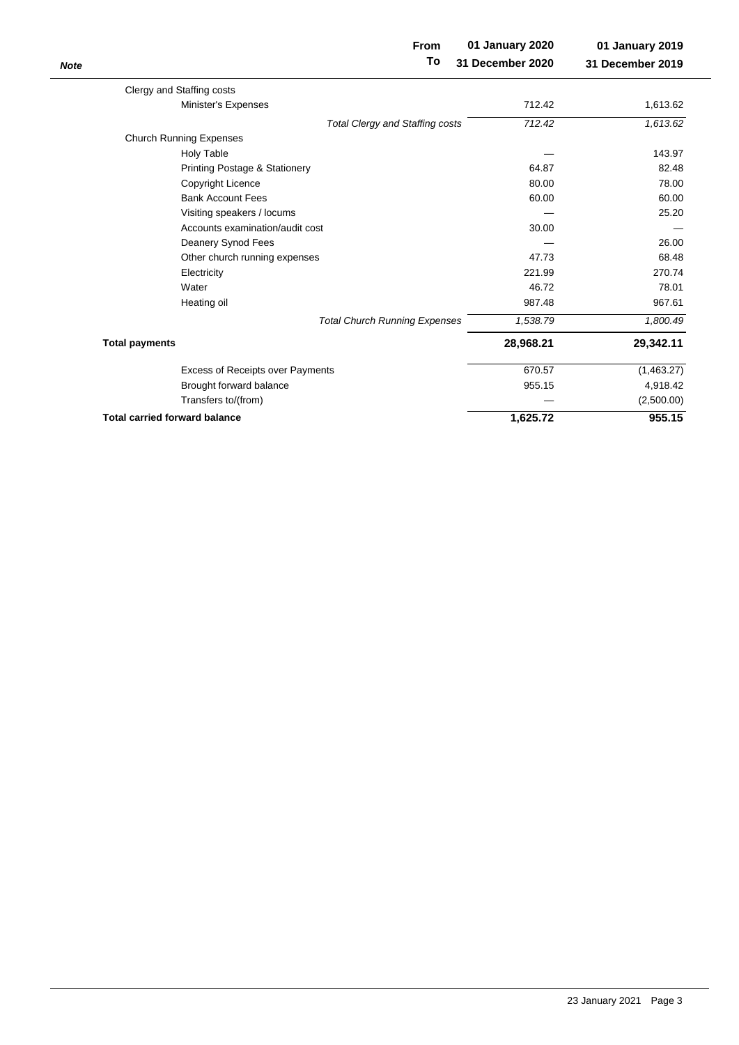| Note | From / To | 01 January 2020 / 31 December 2020 | 01 January 2019 / 31 December 2019 |
|---|---|---|---|
| | Clergy and Staffing costs | | |
| | Minister's Expenses | 712.42 | 1,613.62 |
| | *Total Clergy and Staffing costs* | *712.42* | *1,613.62* |
| | Church Running Expenses | | |
| | Holy Table | — | 143.97 |
| | Printing Postage & Stationery | 64.87 | 82.48 |
| | Copyright Licence | 80.00 | 78.00 |
| | Bank Account Fees | 60.00 | 60.00 |
| | Visiting speakers / locums | — | 25.20 |
| | Accounts examination/audit cost | 30.00 | — |
| | Deanery Synod Fees | — | 26.00 |
| | Other church running expenses | 47.73 | 68.48 |
| | Electricity | 221.99 | 270.74 |
| | Water | 46.72 | 78.01 |
| | Heating oil | 987.48 | 967.61 |
| | *Total Church Running Expenses* | *1,538.79* | *1,800.49* |
| | **Total payments** | **28,968.21** | **29,342.11** |
| | Excess of Receipts over Payments | 670.57 | (1,463.27) |
| | Brought forward balance | 955.15 | 4,918.42 |
| | Transfers to/(from) | — | (2,500.00) |
| | **Total carried forward balance** | **1,625.72** | **955.15** |

23 January 2021